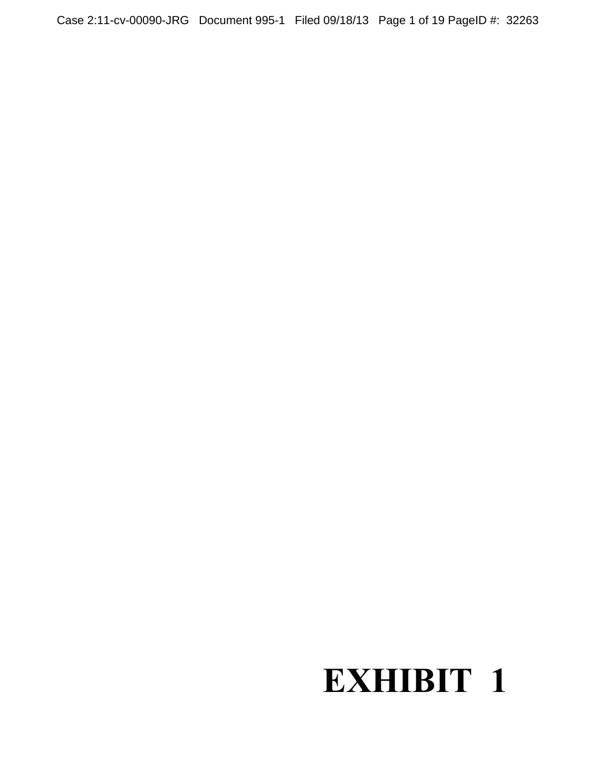# EXHIBIT 1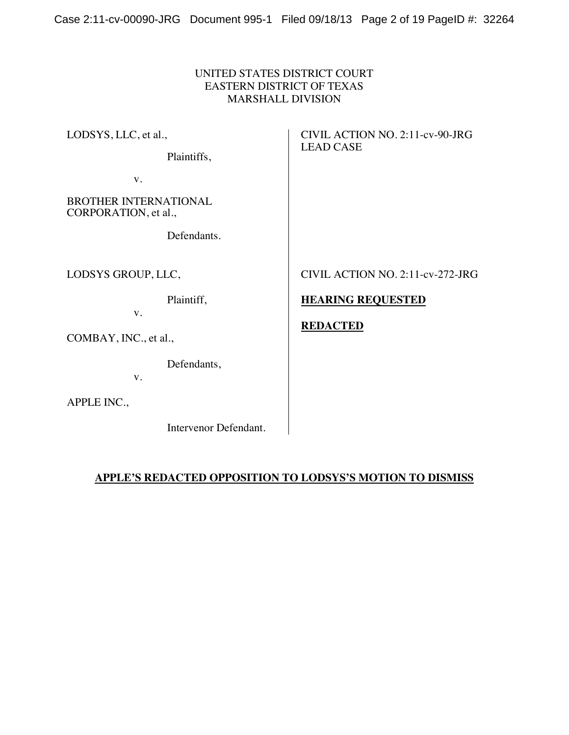UNITED STATES DISTRICT COURT
EASTERN DISTRICT OF TEXAS
MARSHALL DIVISION

| | |
|---|---|
| LODSYS, LLC, et al.,<br><br>Plaintiffs,<br><br>v.<br><br>BROTHER INTERNATIONAL CORPORATION, et al.,<br><br>Defendants. | CIVIL ACTION NO. 2:11-cv-90-JRG<br>LEAD CASE |
| LODSYS GROUP, LLC,<br><br>Plaintiff,<br><br>v.<br><br>COMBAY, INC., et al.,<br><br>Defendants,<br><br>v.<br><br>APPLE INC.,<br><br>Intervenor Defendant. | CIVIL ACTION NO. 2:11-cv-272-JRG<br><br>**HEARING REQUESTED**<br><br>**REDACTED** |

**APPLE'S REDACTED OPPOSITION TO LODSYS'S MOTION TO DISMISS**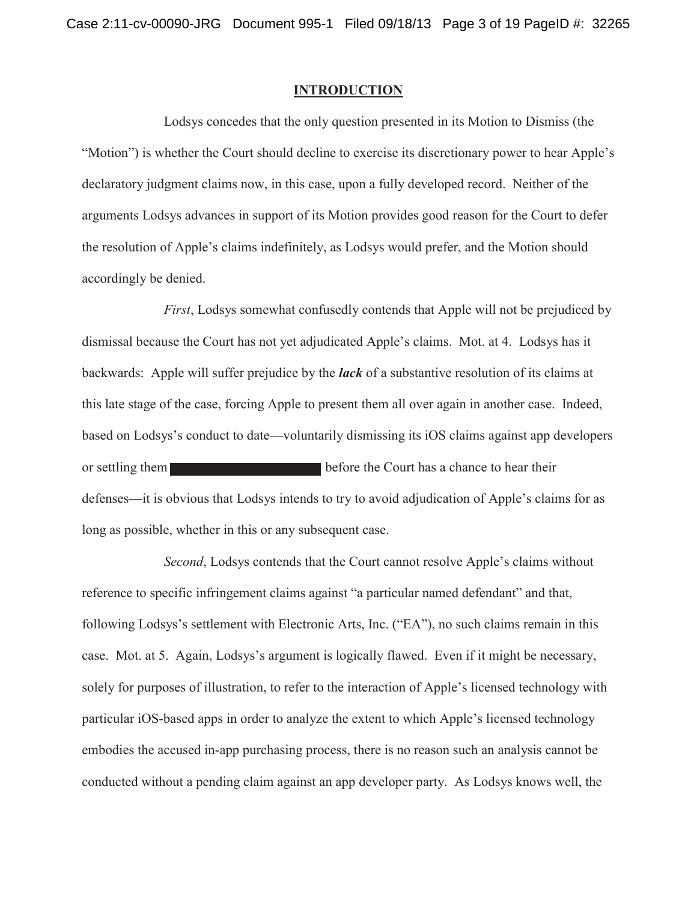## INTRODUCTION

Lodsys concedes that the only question presented in its Motion to Dismiss (the "Motion") is whether the Court should decline to exercise its discretionary power to hear Apple's declaratory judgment claims now, in this case, upon a fully developed record. Neither of the arguments Lodsys advances in support of its Motion provides good reason for the Court to defer the resolution of Apple's claims indefinitely, as Lodsys would prefer, and the Motion should accordingly be denied.

*First*, Lodsys somewhat confusedly contends that Apple will not be prejudiced by dismissal because the Court has not yet adjudicated Apple's claims. Mot. at 4. Lodsys has it backwards: Apple will suffer prejudice by the ***lack*** of a substantive resolution of its claims at this late stage of the case, forcing Apple to present them all over again in another case. Indeed, based on Lodsys's conduct to date—voluntarily dismissing its iOS claims against app developers or settling them [REDACTED] before the Court has a chance to hear their defenses—it is obvious that Lodsys intends to try to avoid adjudication of Apple's claims for as long as possible, whether in this or any subsequent case.

*Second*, Lodsys contends that the Court cannot resolve Apple's claims without reference to specific infringement claims against "a particular named defendant" and that, following Lodsys's settlement with Electronic Arts, Inc. ("EA"), no such claims remain in this case. Mot. at 5. Again, Lodsys's argument is logically flawed. Even if it might be necessary, solely for purposes of illustration, to refer to the interaction of Apple's licensed technology with particular iOS-based apps in order to analyze the extent to which Apple's licensed technology embodies the accused in-app purchasing process, there is no reason such an analysis cannot be conducted without a pending claim against an app developer party. As Lodsys knows well, the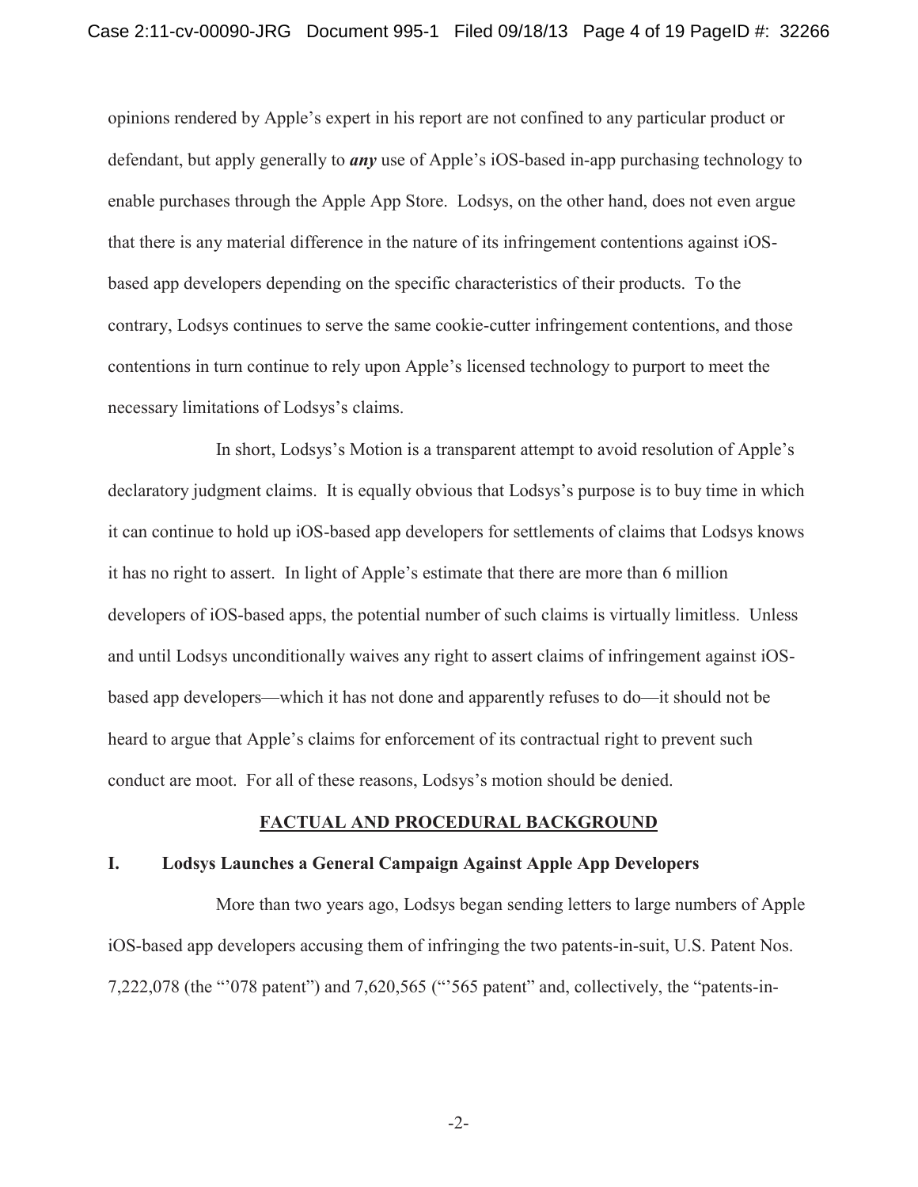opinions rendered by Apple's expert in his report are not confined to any particular product or defendant, but apply generally to ***any*** use of Apple's iOS-based in-app purchasing technology to enable purchases through the Apple App Store. Lodsys, on the other hand, does not even argue that there is any material difference in the nature of its infringement contentions against iOS-based app developers depending on the specific characteristics of their products. To the contrary, Lodsys continues to serve the same cookie-cutter infringement contentions, and those contentions in turn continue to rely upon Apple's licensed technology to purport to meet the necessary limitations of Lodsys's claims.

In short, Lodsys's Motion is a transparent attempt to avoid resolution of Apple's declaratory judgment claims. It is equally obvious that Lodsys's purpose is to buy time in which it can continue to hold up iOS-based app developers for settlements of claims that Lodsys knows it has no right to assert. In light of Apple's estimate that there are more than 6 million developers of iOS-based apps, the potential number of such claims is virtually limitless. Unless and until Lodsys unconditionally waives any right to assert claims of infringement against iOS-based app developers—which it has not done and apparently refuses to do—it should not be heard to argue that Apple's claims for enforcement of its contractual right to prevent such conduct are moot. For all of these reasons, Lodsys's motion should be denied.

## FACTUAL AND PROCEDURAL BACKGROUND

### I. Lodsys Launches a General Campaign Against Apple App Developers

More than two years ago, Lodsys began sending letters to large numbers of Apple iOS-based app developers accusing them of infringing the two patents-in-suit, U.S. Patent Nos. 7,222,078 (the "'078 patent") and 7,620,565 ("'565 patent" and, collectively, the "patents-in-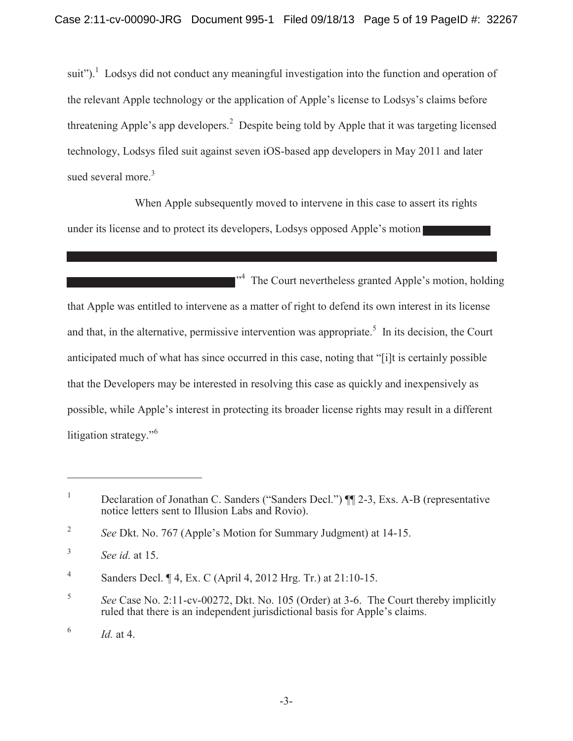suit").[1] Lodsys did not conduct any meaningful investigation into the function and operation of the relevant Apple technology or the application of Apple's license to Lodsys's claims before threatening Apple's app developers.[2] Despite being told by Apple that it was targeting licensed technology, Lodsys filed suit against seven iOS-based app developers in May 2011 and later sued several more.[3]

When Apple subsequently moved to intervene in this case to assert its rights under its license and to protect its developers, Lodsys opposed Apple's motion

."[4] The Court nevertheless granted Apple's motion, holding that Apple was entitled to intervene as a matter of right to defend its own interest in its license and that, in the alternative, permissive intervention was appropriate.[5] In its decision, the Court anticipated much of what has since occurred in this case, noting that "[i]t is certainly possible that the Developers may be interested in resolving this case as quickly and inexpensively as possible, while Apple's interest in protecting its broader license rights may result in a different litigation strategy."[6]

---

[1] Declaration of Jonathan C. Sanders ("Sanders Decl.") ¶¶ 2-3, Exs. A-B (representative notice letters sent to Illusion Labs and Rovio).

[2] *See* Dkt. No. 767 (Apple's Motion for Summary Judgment) at 14-15.

[3] *See id.* at 15.

[4] Sanders Decl. ¶ 4, Ex. C (April 4, 2012 Hrg. Tr.) at 21:10-15.

[5] *See* Case No. 2:11-cv-00272, Dkt. No. 105 (Order) at 3-6. The Court thereby implicitly ruled that there is an independent jurisdictional basis for Apple's claims.

[6] *Id.* at 4.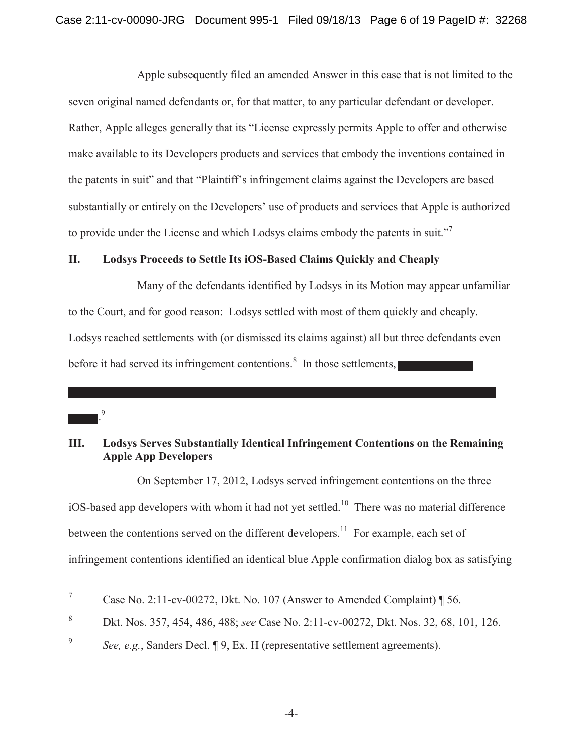Apple subsequently filed an amended Answer in this case that is not limited to the seven original named defendants or, for that matter, to any particular defendant or developer. Rather, Apple alleges generally that its "License expressly permits Apple to offer and otherwise make available to its Developers products and services that embody the inventions contained in the patents in suit" and that "Plaintiff's infringement claims against the Developers are based substantially or entirely on the Developers' use of products and services that Apple is authorized to provide under the License and which Lodsys claims embody the patents in suit."[7]

## II. Lodsys Proceeds to Settle Its iOS-Based Claims Quickly and Cheaply

Many of the defendants identified by Lodsys in its Motion may appear unfamiliar to the Court, and for good reason: Lodsys settled with most of them quickly and cheaply. Lodsys reached settlements with (or dismissed its claims against) all but three defendants even before it had served its infringement contentions.[8] In those settlements, [REDACTED].[9]

## III. Lodsys Serves Substantially Identical Infringement Contentions on the Remaining Apple App Developers

On September 17, 2012, Lodsys served infringement contentions on the three iOS-based app developers with whom it had not yet settled.[10] There was no material difference between the contentions served on the different developers.[11] For example, each set of infringement contentions identified an identical blue Apple confirmation dialog box as satisfying

---

[7] Case No. 2:11-cv-00272, Dkt. No. 107 (Answer to Amended Complaint) ¶ 56.

[8] Dkt. Nos. 357, 454, 486, 488; *see* Case No. 2:11-cv-00272, Dkt. Nos. 32, 68, 101, 126.

[9] *See, e.g.*, Sanders Decl. ¶ 9, Ex. H (representative settlement agreements).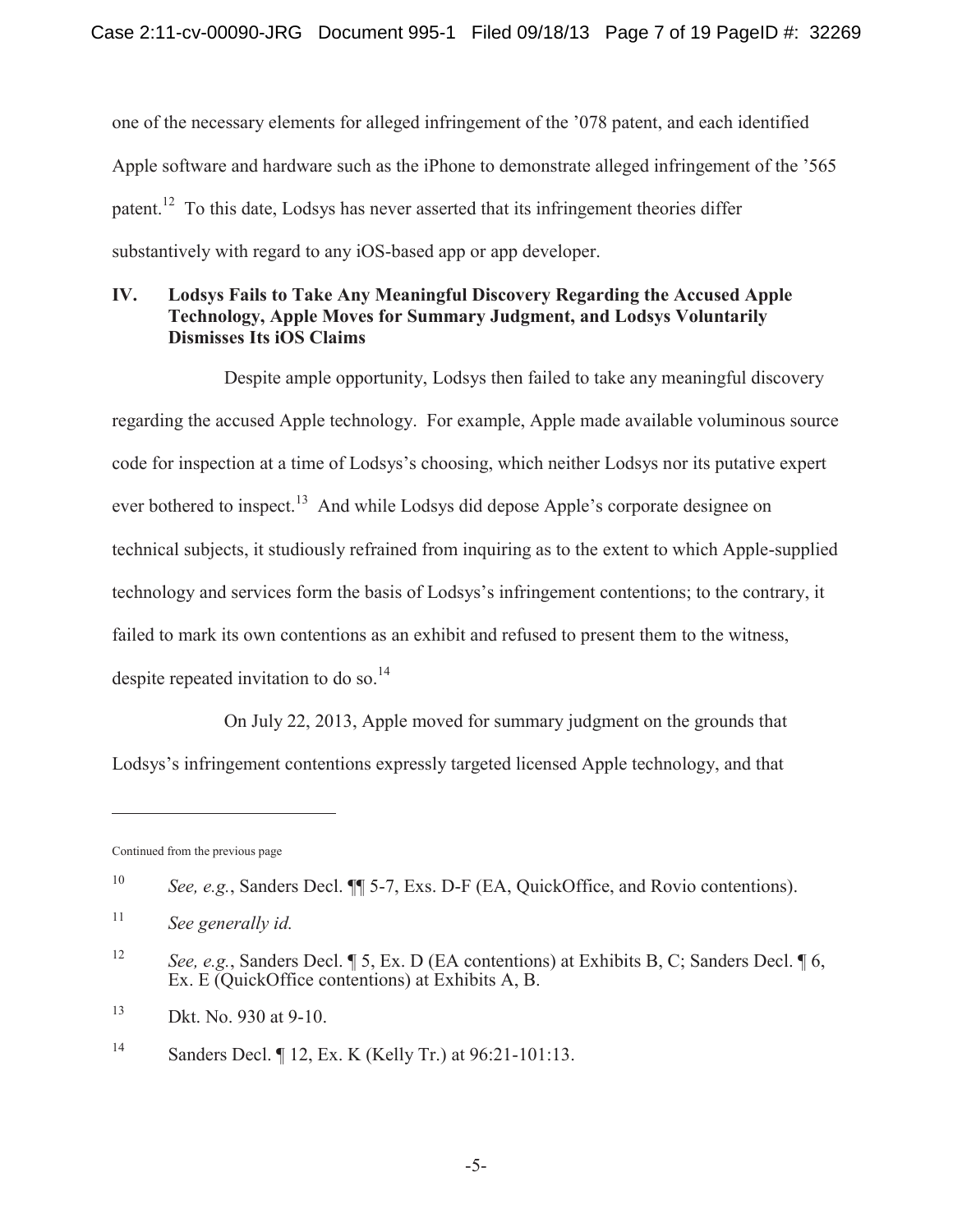one of the necessary elements for alleged infringement of the '078 patent, and each identified Apple software and hardware such as the iPhone to demonstrate alleged infringement of the '565 patent.[12] To this date, Lodsys has never asserted that its infringement theories differ substantively with regard to any iOS-based app or app developer.

## IV. Lodsys Fails to Take Any Meaningful Discovery Regarding the Accused Apple Technology, Apple Moves for Summary Judgment, and Lodsys Voluntarily Dismisses Its iOS Claims

Despite ample opportunity, Lodsys then failed to take any meaningful discovery regarding the accused Apple technology. For example, Apple made available voluminous source code for inspection at a time of Lodsys's choosing, which neither Lodsys nor its putative expert ever bothered to inspect.[13] And while Lodsys did depose Apple's corporate designee on technical subjects, it studiously refrained from inquiring as to the extent to which Apple-supplied technology and services form the basis of Lodsys's infringement contentions; to the contrary, it failed to mark its own contentions as an exhibit and refused to present them to the witness, despite repeated invitation to do so.[14]

On July 22, 2013, Apple moved for summary judgment on the grounds that Lodsys's infringement contentions expressly targeted licensed Apple technology, and that

---

Continued from the previous page

[10] *See, e.g.*, Sanders Decl. ¶¶ 5-7, Exs. D-F (EA, QuickOffice, and Rovio contentions).

[11] *See generally id.*

[12] *See, e.g.*, Sanders Decl. ¶ 5, Ex. D (EA contentions) at Exhibits B, C; Sanders Decl. ¶ 6, Ex. E (QuickOffice contentions) at Exhibits A, B.

[13] Dkt. No. 930 at 9-10.

[14] Sanders Decl. ¶ 12, Ex. K (Kelly Tr.) at 96:21-101:13.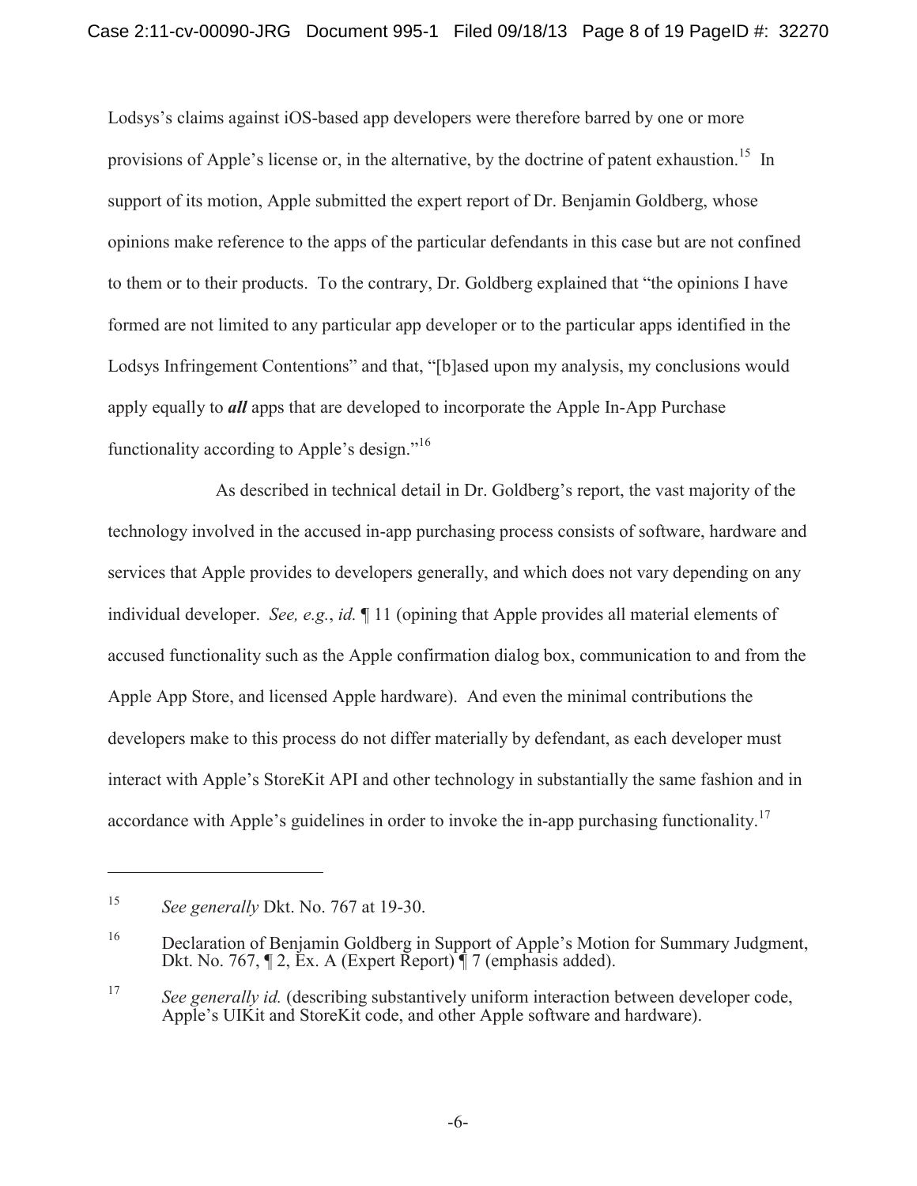Lodsys's claims against iOS-based app developers were therefore barred by one or more provisions of Apple's license or, in the alternative, by the doctrine of patent exhaustion.[15] In support of its motion, Apple submitted the expert report of Dr. Benjamin Goldberg, whose opinions make reference to the apps of the particular defendants in this case but are not confined to them or to their products. To the contrary, Dr. Goldberg explained that "the opinions I have formed are not limited to any particular app developer or to the particular apps identified in the Lodsys Infringement Contentions" and that, "[b]ased upon my analysis, my conclusions would apply equally to ***all*** apps that are developed to incorporate the Apple In-App Purchase functionality according to Apple's design."[16]

As described in technical detail in Dr. Goldberg's report, the vast majority of the technology involved in the accused in-app purchasing process consists of software, hardware and services that Apple provides to developers generally, and which does not vary depending on any individual developer. *See, e.g.*, *id.* ¶ 11 (opining that Apple provides all material elements of accused functionality such as the Apple confirmation dialog box, communication to and from the Apple App Store, and licensed Apple hardware). And even the minimal contributions the developers make to this process do not differ materially by defendant, as each developer must interact with Apple's StoreKit API and other technology in substantially the same fashion and in accordance with Apple's guidelines in order to invoke the in-app purchasing functionality.[17]

---

[15] *See generally* Dkt. No. 767 at 19-30.

[16] Declaration of Benjamin Goldberg in Support of Apple's Motion for Summary Judgment, Dkt. No. 767, ¶ 2, Ex. A (Expert Report) ¶ 7 (emphasis added).

[17] *See generally id.* (describing substantively uniform interaction between developer code, Apple's UIKit and StoreKit code, and other Apple software and hardware).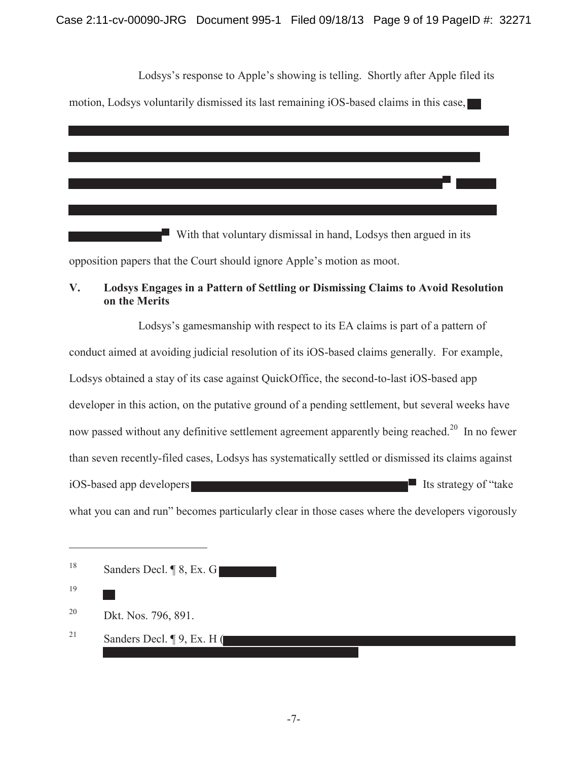Lodsys's response to Apple's showing is telling. Shortly after Apple filed its motion, Lodsys voluntarily dismissed its last remaining iOS-based claims in this case, [REDACTED] With that voluntary dismissal in hand, Lodsys then argued in its opposition papers that the Court should ignore Apple's motion as moot.

## V. Lodsys Engages in a Pattern of Settling or Dismissing Claims to Avoid Resolution on the Merits

Lodsys's gamesmanship with respect to its EA claims is part of a pattern of conduct aimed at avoiding judicial resolution of its iOS-based claims generally. For example, Lodsys obtained a stay of its case against QuickOffice, the second-to-last iOS-based app developer in this action, on the putative ground of a pending settlement, but several weeks have now passed without any definitive settlement agreement apparently being reached.[20] In no fewer than seven recently-filed cases, Lodsys has systematically settled or dismissed its claims against iOS-based app developers [REDACTED] Its strategy of "take what you can and run" becomes particularly clear in those cases where the developers vigorously

---

[18] Sanders Decl. ¶ 8, Ex. G [REDACTED]

[19] [REDACTED]

[20] Dkt. Nos. 796, 891.

[21] Sanders Decl. ¶ 9, Ex. H ([REDACTED]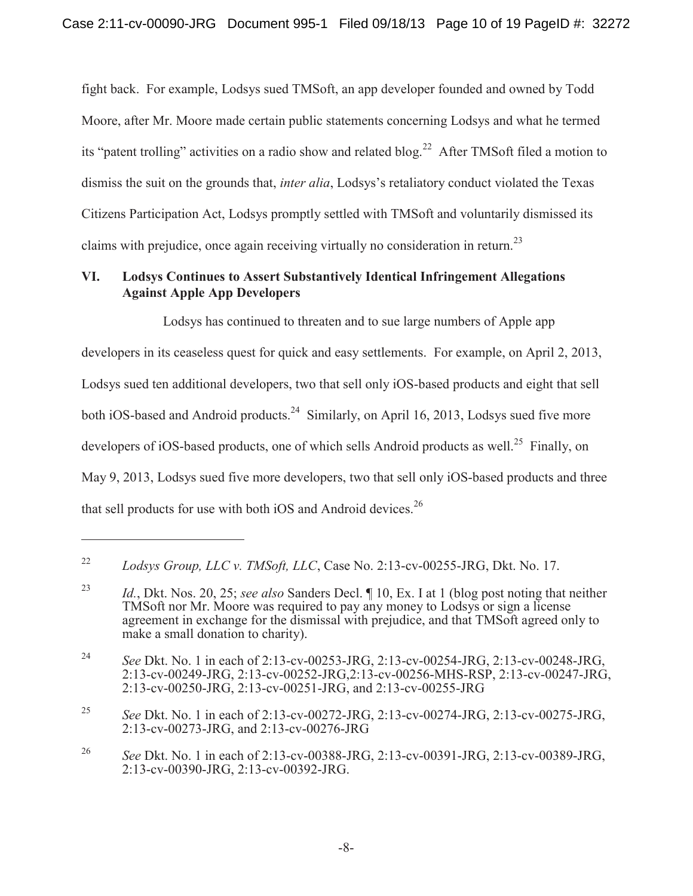fight back. For example, Lodsys sued TMSoft, an app developer founded and owned by Todd Moore, after Mr. Moore made certain public statements concerning Lodsys and what he termed its "patent trolling" activities on a radio show and related blog.[22] After TMSoft filed a motion to dismiss the suit on the grounds that, *inter alia*, Lodsys's retaliatory conduct violated the Texas Citizens Participation Act, Lodsys promptly settled with TMSoft and voluntarily dismissed its claims with prejudice, once again receiving virtually no consideration in return.[23]

## VI. Lodsys Continues to Assert Substantively Identical Infringement Allegations Against Apple App Developers

Lodsys has continued to threaten and to sue large numbers of Apple app developers in its ceaseless quest for quick and easy settlements. For example, on April 2, 2013, Lodsys sued ten additional developers, two that sell only iOS-based products and eight that sell both iOS-based and Android products.[24] Similarly, on April 16, 2013, Lodsys sued five more developers of iOS-based products, one of which sells Android products as well.[25] Finally, on May 9, 2013, Lodsys sued five more developers, two that sell only iOS-based products and three that sell products for use with both iOS and Android devices.[26]

---

[22] *Lodsys Group, LLC v. TMSoft, LLC*, Case No. 2:13-cv-00255-JRG, Dkt. No. 17.

[23] *Id.*, Dkt. Nos. 20, 25; *see also* Sanders Decl. ¶ 10, Ex. I at 1 (blog post noting that neither TMSoft nor Mr. Moore was required to pay any money to Lodsys or sign a license agreement in exchange for the dismissal with prejudice, and that TMSoft agreed only to make a small donation to charity).

[24] *See* Dkt. No. 1 in each of 2:13-cv-00253-JRG, 2:13-cv-00254-JRG, 2:13-cv-00248-JRG, 2:13-cv-00249-JRG, 2:13-cv-00252-JRG,2:13-cv-00256-MHS-RSP, 2:13-cv-00247-JRG, 2:13-cv-00250-JRG, 2:13-cv-00251-JRG, and 2:13-cv-00255-JRG

[25] *See* Dkt. No. 1 in each of 2:13-cv-00272-JRG, 2:13-cv-00274-JRG, 2:13-cv-00275-JRG, 2:13-cv-00273-JRG, and 2:13-cv-00276-JRG

[26] *See* Dkt. No. 1 in each of 2:13-cv-00388-JRG, 2:13-cv-00391-JRG, 2:13-cv-00389-JRG, 2:13-cv-00390-JRG, 2:13-cv-00392-JRG.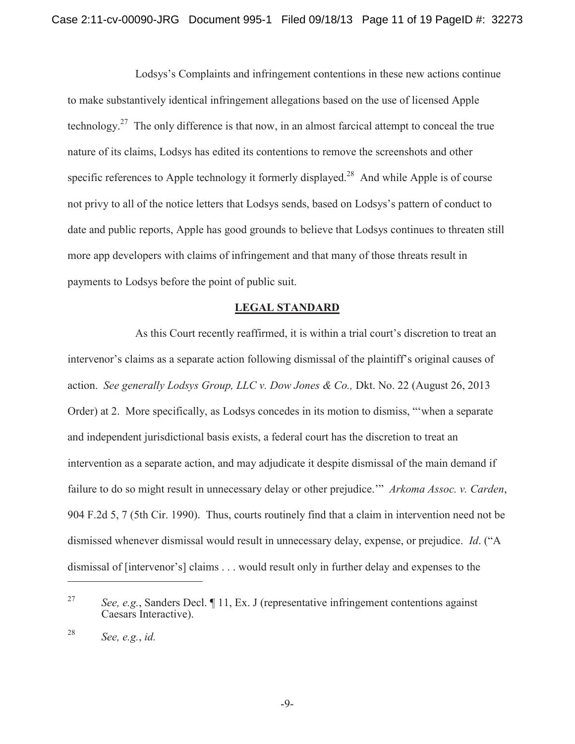Lodsys's Complaints and infringement contentions in these new actions continue to make substantively identical infringement allegations based on the use of licensed Apple technology.[27] The only difference is that now, in an almost farcical attempt to conceal the true nature of its claims, Lodsys has edited its contentions to remove the screenshots and other specific references to Apple technology it formerly displayed.[28] And while Apple is of course not privy to all of the notice letters that Lodsys sends, based on Lodsys's pattern of conduct to date and public reports, Apple has good grounds to believe that Lodsys continues to threaten still more app developers with claims of infringement and that many of those threats result in payments to Lodsys before the point of public suit.

## LEGAL STANDARD

As this Court recently reaffirmed, it is within a trial court's discretion to treat an intervenor's claims as a separate action following dismissal of the plaintiff's original causes of action. *See generally Lodsys Group, LLC v. Dow Jones & Co.,* Dkt. No. 22 (August 26, 2013 Order) at 2. More specifically, as Lodsys concedes in its motion to dismiss, "'when a separate and independent jurisdictional basis exists, a federal court has the discretion to treat an intervention as a separate action, and may adjudicate it despite dismissal of the main demand if failure to do so might result in unnecessary delay or other prejudice.'" *Arkoma Assoc. v. Carden*, 904 F.2d 5, 7 (5th Cir. 1990). Thus, courts routinely find that a claim in intervention need not be dismissed whenever dismissal would result in unnecessary delay, expense, or prejudice. *Id*. ("A dismissal of [intervenor's] claims . . . would result only in further delay and expenses to the

---

[27] *See, e.g.*, Sanders Decl. ¶ 11, Ex. J (representative infringement contentions against Caesars Interactive).

[28] *See, e.g.*, *id.*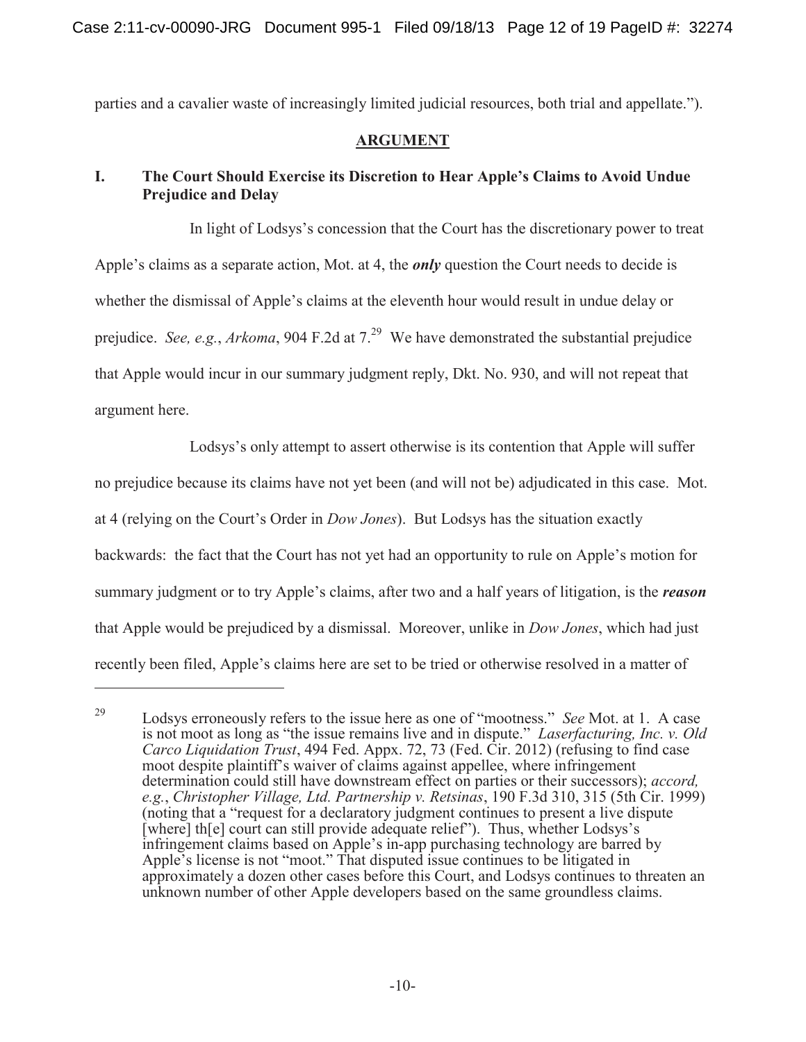parties and a cavalier waste of increasingly limited judicial resources, both trial and appellate.").

## ARGUMENT

### I. The Court Should Exercise its Discretion to Hear Apple's Claims to Avoid Undue Prejudice and Delay

In light of Lodsys's concession that the Court has the discretionary power to treat Apple's claims as a separate action, Mot. at 4, the ***only*** question the Court needs to decide is whether the dismissal of Apple's claims at the eleventh hour would result in undue delay or prejudice. *See, e.g.*, *Arkoma*, 904 F.2d at 7.[29] We have demonstrated the substantial prejudice that Apple would incur in our summary judgment reply, Dkt. No. 930, and will not repeat that argument here.

Lodsys's only attempt to assert otherwise is its contention that Apple will suffer no prejudice because its claims have not yet been (and will not be) adjudicated in this case. Mot. at 4 (relying on the Court's Order in *Dow Jones*). But Lodsys has the situation exactly backwards: the fact that the Court has not yet had an opportunity to rule on Apple's motion for summary judgment or to try Apple's claims, after two and a half years of litigation, is the ***reason*** that Apple would be prejudiced by a dismissal. Moreover, unlike in *Dow Jones*, which had just recently been filed, Apple's claims here are set to be tried or otherwise resolved in a matter of

---

[29] Lodsys erroneously refers to the issue here as one of "mootness." *See* Mot. at 1. A case is not moot as long as "the issue remains live and in dispute." *Laserfacturing, Inc. v. Old Carco Liquidation Trust*, 494 Fed. Appx. 72, 73 (Fed. Cir. 2012) (refusing to find case moot despite plaintiff's waiver of claims against appellee, where infringement determination could still have downstream effect on parties or their successors); *accord, e.g.*, *Christopher Village, Ltd. Partnership v. Retsinas*, 190 F.3d 310, 315 (5th Cir. 1999) (noting that a "request for a declaratory judgment continues to present a live dispute [where] th[e] court can still provide adequate relief"). Thus, whether Lodsys's infringement claims based on Apple's in-app purchasing technology are barred by Apple's license is not "moot." That disputed issue continues to be litigated in approximately a dozen other cases before this Court, and Lodsys continues to threaten an unknown number of other Apple developers based on the same groundless claims.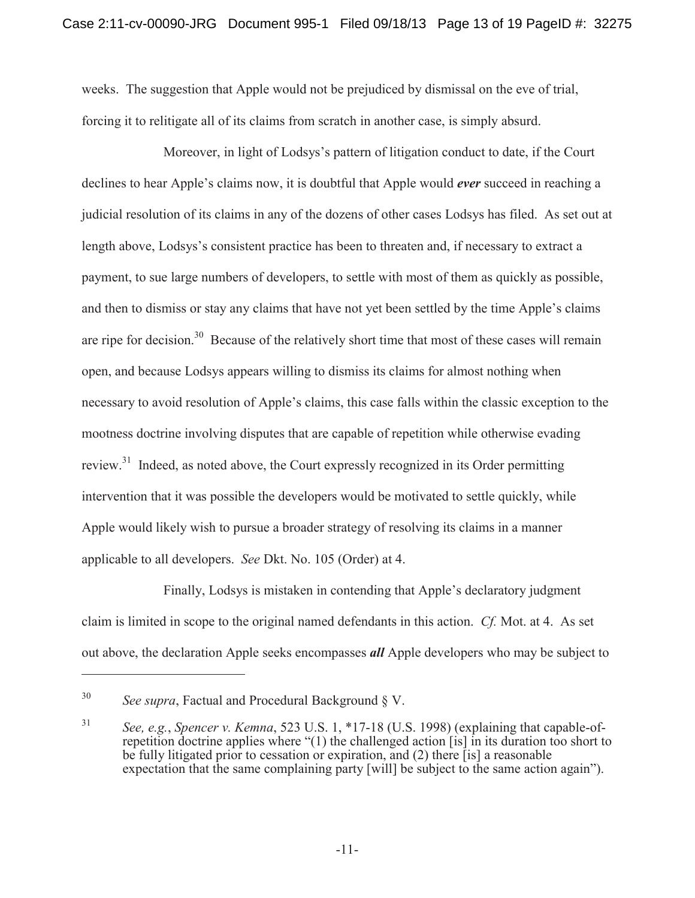weeks. The suggestion that Apple would not be prejudiced by dismissal on the eve of trial, forcing it to relitigate all of its claims from scratch in another case, is simply absurd.

Moreover, in light of Lodsys's pattern of litigation conduct to date, if the Court declines to hear Apple's claims now, it is doubtful that Apple would ***ever*** succeed in reaching a judicial resolution of its claims in any of the dozens of other cases Lodsys has filed. As set out at length above, Lodsys's consistent practice has been to threaten and, if necessary to extract a payment, to sue large numbers of developers, to settle with most of them as quickly as possible, and then to dismiss or stay any claims that have not yet been settled by the time Apple's claims are ripe for decision.[30] Because of the relatively short time that most of these cases will remain open, and because Lodsys appears willing to dismiss its claims for almost nothing when necessary to avoid resolution of Apple's claims, this case falls within the classic exception to the mootness doctrine involving disputes that are capable of repetition while otherwise evading review.[31] Indeed, as noted above, the Court expressly recognized in its Order permitting intervention that it was possible the developers would be motivated to settle quickly, while Apple would likely wish to pursue a broader strategy of resolving its claims in a manner applicable to all developers. *See* Dkt. No. 105 (Order) at 4.

Finally, Lodsys is mistaken in contending that Apple's declaratory judgment claim is limited in scope to the original named defendants in this action. *Cf.* Mot. at 4. As set out above, the declaration Apple seeks encompasses ***all*** Apple developers who may be subject to

---

[30] *See supra*, Factual and Procedural Background § V.

[31] *See, e.g.*, *Spencer v. Kemna*, 523 U.S. 1, *17-18 (U.S. 1998) (explaining that capable-of-repetition doctrine applies where "(1) the challenged action [is] in its duration too short to be fully litigated prior to cessation or expiration, and (2) there [is] a reasonable expectation that the same complaining party [will] be subject to the same action again").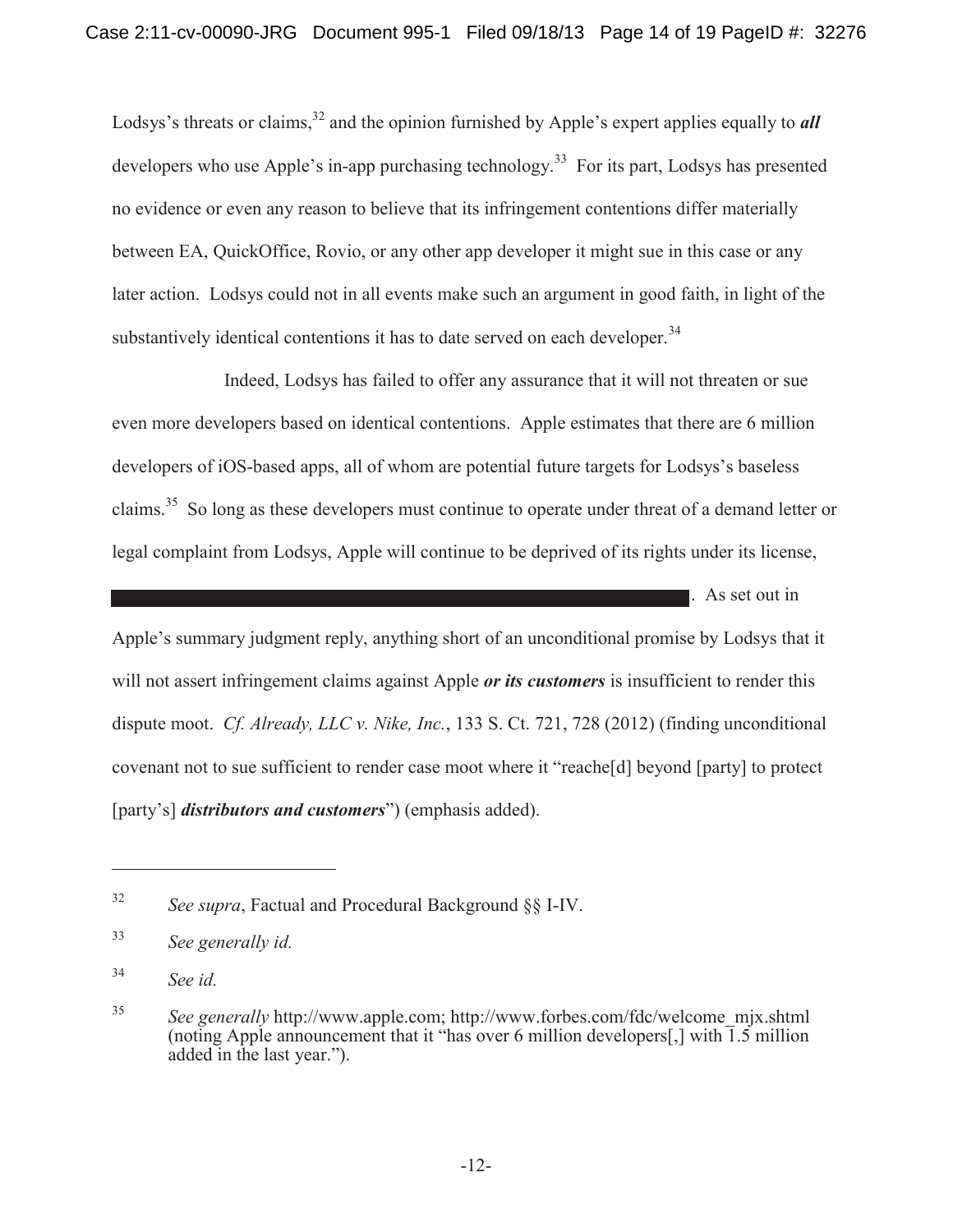Lodsys's threats or claims,[32] and the opinion furnished by Apple's expert applies equally to ***all*** developers who use Apple's in-app purchasing technology.[33] For its part, Lodsys has presented no evidence or even any reason to believe that its infringement contentions differ materially between EA, QuickOffice, Rovio, or any other app developer it might sue in this case or any later action. Lodsys could not in all events make such an argument in good faith, in light of the substantively identical contentions it has to date served on each developer.[34]

Indeed, Lodsys has failed to offer any assurance that it will not threaten or sue even more developers based on identical contentions. Apple estimates that there are 6 million developers of iOS-based apps, all of whom are potential future targets for Lodsys's baseless claims.[35] So long as these developers must continue to operate under threat of a demand letter or legal complaint from Lodsys, Apple will continue to be deprived of its rights under its license, [REDACTED]. As set out in Apple's summary judgment reply, anything short of an unconditional promise by Lodsys that it will not assert infringement claims against Apple ***or its customers*** is insufficient to render this dispute moot. *Cf. Already, LLC v. Nike, Inc.*, 133 S. Ct. 721, 728 (2012) (finding unconditional covenant not to sue sufficient to render case moot where it "reache[d] beyond [party] to protect [party's] ***distributors and customers***") (emphasis added).

---

[32] *See supra*, Factual and Procedural Background §§ I-IV.

[33] *See generally id.*

[34] *See id.*

[35] *See generally* http://www.apple.com; http://www.forbes.com/fdc/welcome_mjx.shtml (noting Apple announcement that it "has over 6 million developers[,] with 1.5 million added in the last year.").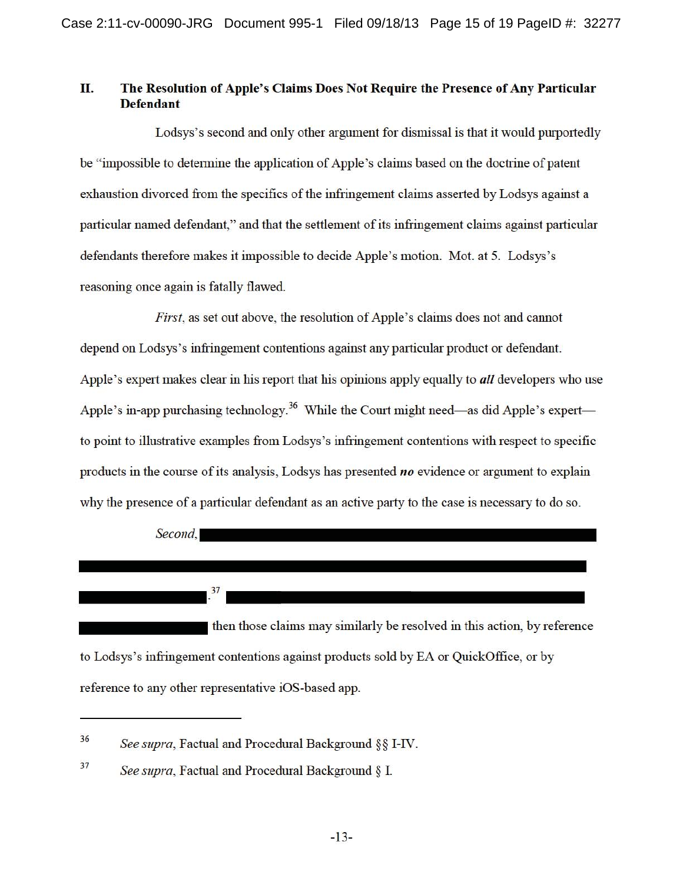## II. The Resolution of Apple's Claims Does Not Require the Presence of Any Particular Defendant

Lodsys's second and only other argument for dismissal is that it would purportedly be "impossible to determine the application of Apple's claims based on the doctrine of patent exhaustion divorced from the specifics of the infringement claims asserted by Lodsys against a particular named defendant," and that the settlement of its infringement claims against particular defendants therefore makes it impossible to decide Apple's motion. Mot. at 5. Lodsys's reasoning once again is fatally flawed.

*First*, as set out above, the resolution of Apple's claims does not and cannot depend on Lodsys's infringement contentions against any particular product or defendant. Apple's expert makes clear in his report that his opinions apply equally to ***all*** developers who use Apple's in-app purchasing technology.[36] While the Court might need—as did Apple's expert—to point to illustrative examples from Lodsys's infringement contentions with respect to specific products in the course of its analysis, Lodsys has presented ***no*** evidence or argument to explain why the presence of a particular defendant as an active party to the case is necessary to do so.

*Second*, [REDACTED].[37] [REDACTED] then those claims may similarly be resolved in this action, by reference to Lodsys's infringement contentions against products sold by EA or QuickOffice, or by reference to any other representative iOS-based app.

---

[36] *See supra*, Factual and Procedural Background §§ I-IV.

[37] *See supra*, Factual and Procedural Background § I.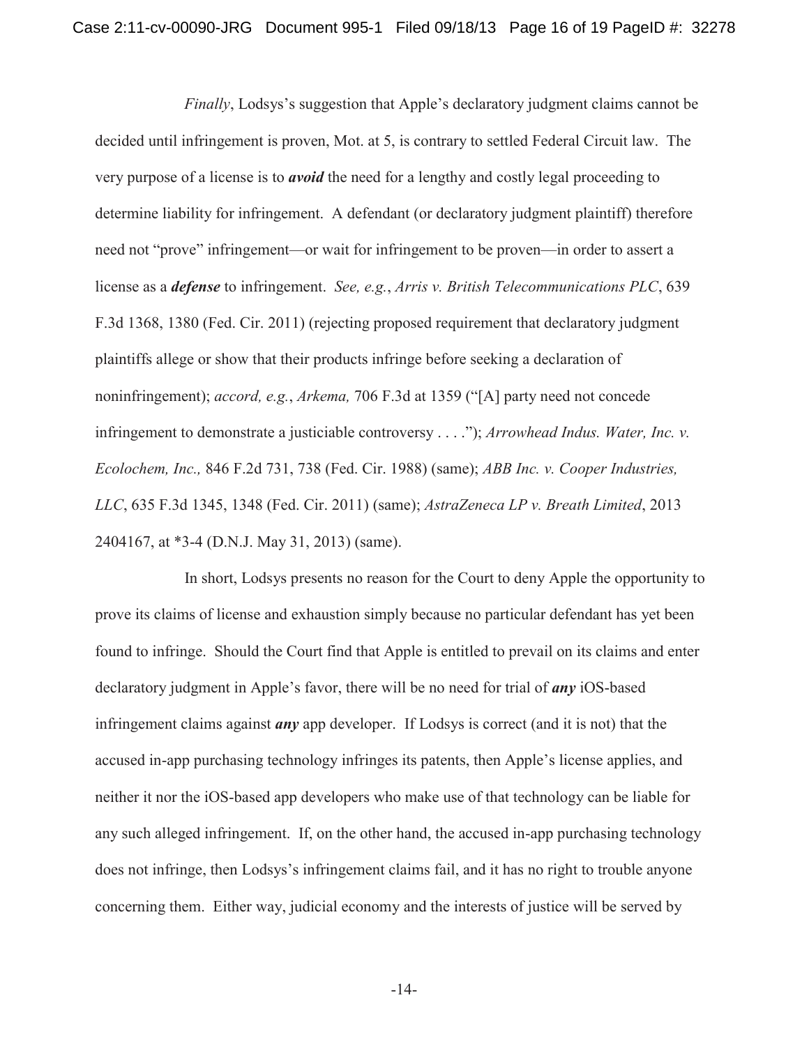*Finally*, Lodsys's suggestion that Apple's declaratory judgment claims cannot be decided until infringement is proven, Mot. at 5, is contrary to settled Federal Circuit law. The very purpose of a license is to ***avoid*** the need for a lengthy and costly legal proceeding to determine liability for infringement. A defendant (or declaratory judgment plaintiff) therefore need not "prove" infringement—or wait for infringement to be proven—in order to assert a license as a ***defense*** to infringement. *See, e.g.*, *Arris v. British Telecommunications PLC*, 639 F.3d 1368, 1380 (Fed. Cir. 2011) (rejecting proposed requirement that declaratory judgment plaintiffs allege or show that their products infringe before seeking a declaration of noninfringement); *accord, e.g.*, *Arkema,* 706 F.3d at 1359 ("[A] party need not concede infringement to demonstrate a justiciable controversy . . . ."); *Arrowhead Indus. Water, Inc. v. Ecolochem, Inc.,* 846 F.2d 731, 738 (Fed. Cir. 1988) (same); *ABB Inc. v. Cooper Industries, LLC*, 635 F.3d 1345, 1348 (Fed. Cir. 2011) (same); *AstraZeneca LP v. Breath Limited*, 2013 2404167, at *3-4 (D.N.J. May 31, 2013) (same).

In short, Lodsys presents no reason for the Court to deny Apple the opportunity to prove its claims of license and exhaustion simply because no particular defendant has yet been found to infringe. Should the Court find that Apple is entitled to prevail on its claims and enter declaratory judgment in Apple's favor, there will be no need for trial of ***any*** iOS-based infringement claims against ***any*** app developer. If Lodsys is correct (and it is not) that the accused in-app purchasing technology infringes its patents, then Apple's license applies, and neither it nor the iOS-based app developers who make use of that technology can be liable for any such alleged infringement. If, on the other hand, the accused in-app purchasing technology does not infringe, then Lodsys's infringement claims fail, and it has no right to trouble anyone concerning them. Either way, judicial economy and the interests of justice will be served by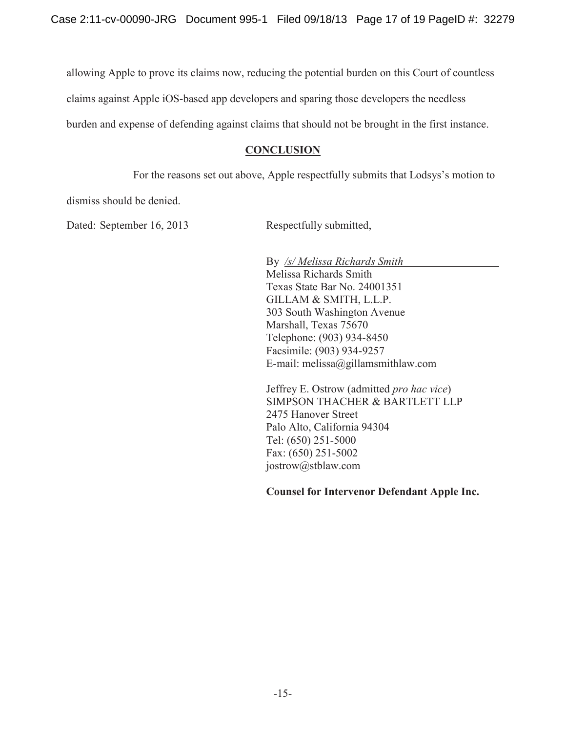allowing Apple to prove its claims now, reducing the potential burden on this Court of countless claims against Apple iOS-based app developers and sparing those developers the needless burden and expense of defending against claims that should not be brought in the first instance.

## CONCLUSION

For the reasons set out above, Apple respectfully submits that Lodsys's motion to dismiss should be denied.

Dated: September 16, 2013

Respectfully submitted,

By */s/ Melissa Richards Smith*
Melissa Richards Smith
Texas State Bar No. 24001351
GILLAM & SMITH, L.L.P.
303 South Washington Avenue
Marshall, Texas 75670
Telephone: (903) 934-8450
Facsimile: (903) 934-9257
E-mail: melissa@gillamsmithlaw.com

Jeffrey E. Ostrow (admitted *pro hac vice*)
SIMPSON THACHER & BARTLETT LLP
2475 Hanover Street
Palo Alto, California 94304
Tel: (650) 251-5000
Fax: (650) 251-5002
jostrow@stblaw.com

**Counsel for Intervenor Defendant Apple Inc.**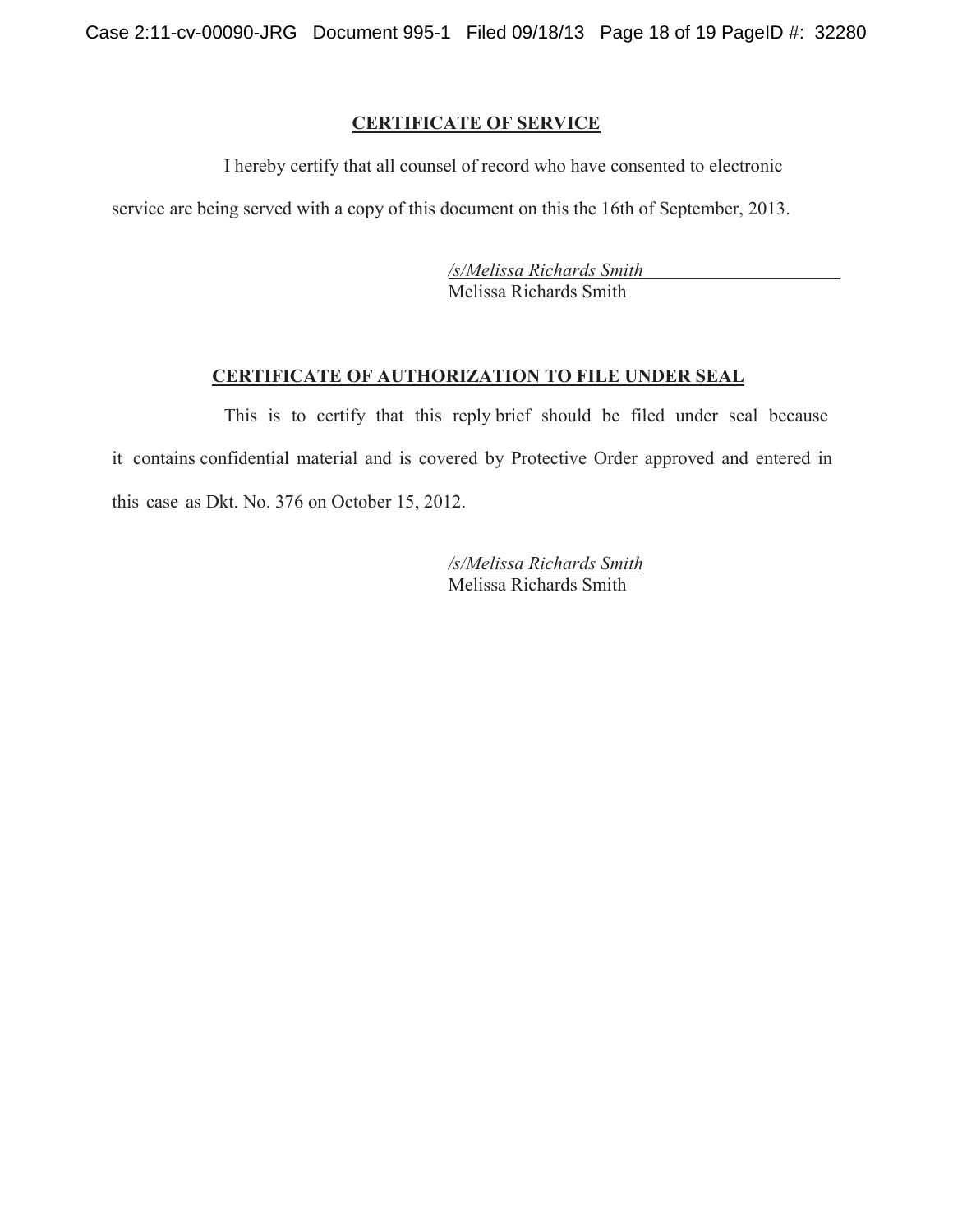## CERTIFICATE OF SERVICE

I hereby certify that all counsel of record who have consented to electronic service are being served with a copy of this document on this the 16th of September, 2013.

/s/Melissa Richards Smith
Melissa Richards Smith

## CERTIFICATE OF AUTHORIZATION TO FILE UNDER SEAL

This is to certify that this reply brief should be filed under seal because it contains confidential material and is covered by Protective Order approved and entered in this case as Dkt. No. 376 on October 15, 2012.

/s/Melissa Richards Smith
Melissa Richards Smith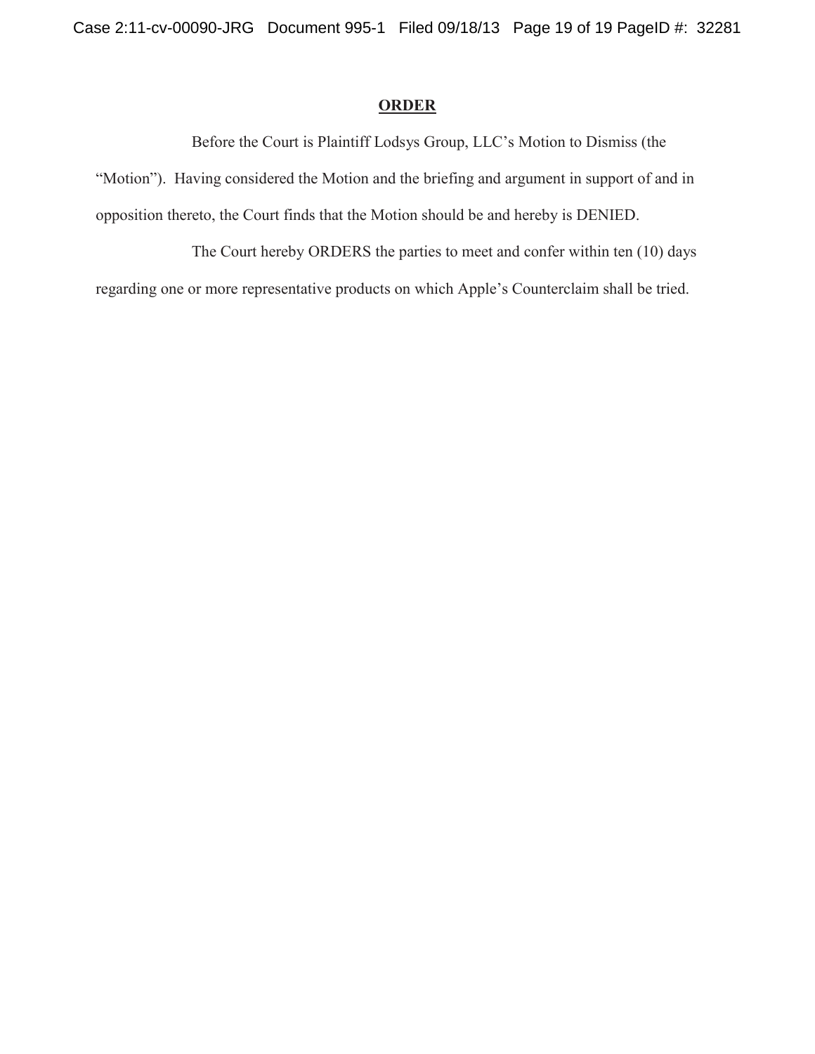**ORDER**

Before the Court is Plaintiff Lodsys Group, LLC's Motion to Dismiss (the "Motion"). Having considered the Motion and the briefing and argument in support of and in opposition thereto, the Court finds that the Motion should be and hereby is DENIED.

The Court hereby ORDERS the parties to meet and confer within ten (10) days regarding one or more representative products on which Apple's Counterclaim shall be tried.